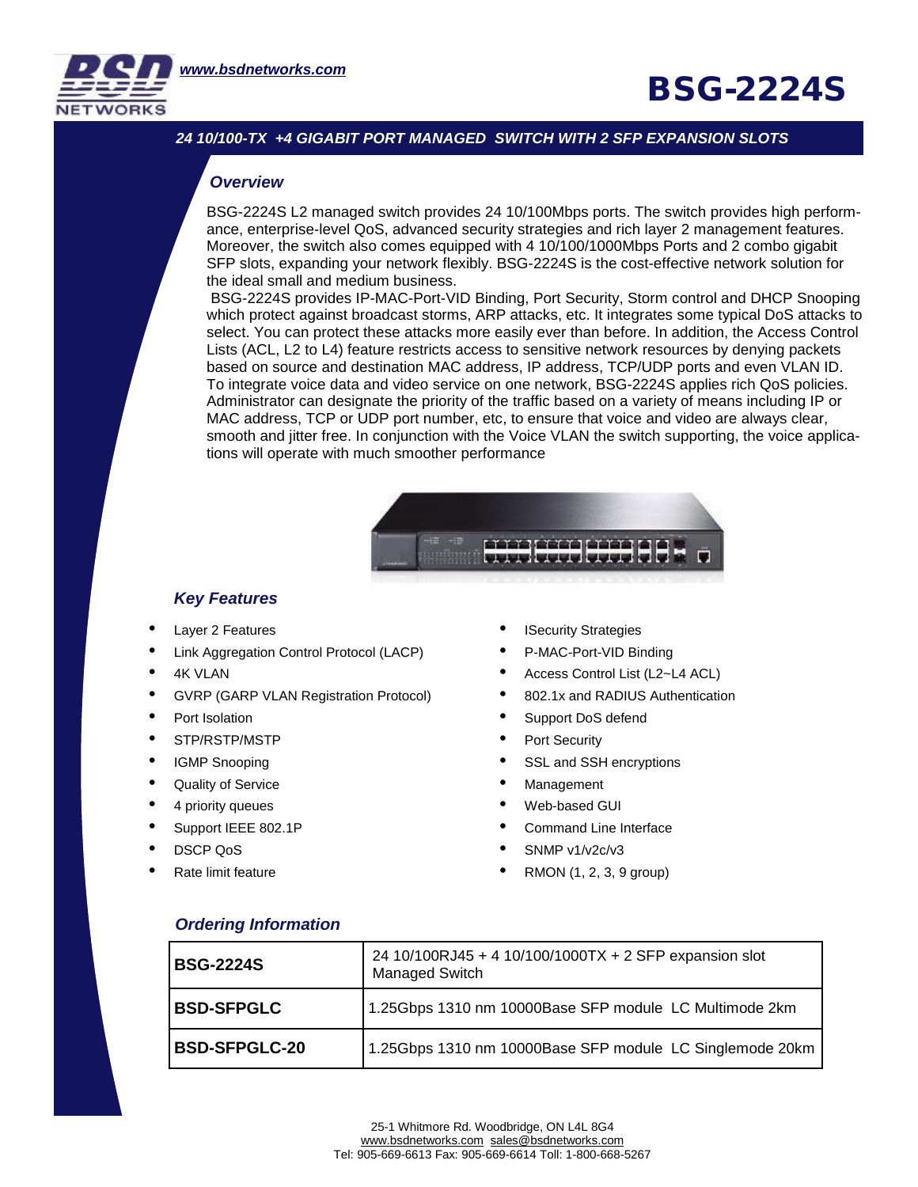www.bsdnetworks.com

# BSG-2224S

## 24 10/100-TX +4 GIGABIT PORT MANAGED SWITCH WITH 2 SFP EXPANSION SLOTS

### Overview

BSG-2224S L2 managed switch provides 24 10/100Mbps ports. The switch provides high performance, enterprise-level QoS, advanced security strategies and rich layer 2 management features. Moreover, the switch also comes equipped with 4 10/100/1000Mbps Ports and 2 combo gigabit SFP slots, expanding your network flexibly. BSG-2224S is the cost-effective network solution for the ideal small and medium business.

BSG-2224S provides IP-MAC-Port-VID Binding, Port Security, Storm control and DHCP Snooping which protect against broadcast storms, ARP attacks, etc. It integrates some typical DoS attacks to select. You can protect these attacks more easily ever than before. In addition, the Access Control Lists (ACL, L2 to L4) feature restricts access to sensitive network resources by denying packets based on source and destination MAC address, IP address, TCP/UDP ports and even VLAN ID. To integrate voice data and video service on one network, BSG-2224S applies rich QoS policies. Administrator can designate the priority of the traffic based on a variety of means including IP or MAC address, TCP or UDP port number, etc, to ensure that voice and video are always clear, smooth and jitter free. In conjunction with the Voice VLAN the switch supporting, the voice applications will operate with much smoother performance

### Key Features

- Layer 2 Features
- Link Aggregation Control Protocol (LACP)
- 4K VLAN
- GVRP (GARP VLAN Registration Protocol)
- Port Isolation
- STP/RSTP/MSTP
- IGMP Snooping
- Quality of Service
- 4 priority queues
- Support IEEE 802.1P
- DSCP QoS
- Rate limit feature
- ISecurity Strategies
- P-MAC-Port-VID Binding
- Access Control List (L2~L4 ACL)
- 802.1x and RADIUS Authentication
- Support DoS defend
- Port Security
- SSL and SSH encryptions
- Management
- Web-based GUI
- Command Line Interface
- SNMP v1/v2c/v3
- RMON (1, 2, 3, 9 group)

### Ordering Information

| | |
|---|---|
| **BSG-2224S** | 24 10/100RJ45 + 4 10/100/1000TX + 2 SFP expansion slot Managed Switch |
| **BSD-SFPGLC** | 1.25Gbps 1310 nm 10000Base SFP module LC Multimode 2km |
| **BSD-SFPGLC-20** | 1.25Gbps 1310 nm 10000Base SFP module LC Singlemode 20km |

25-1 Whitmore Rd. Woodbridge, ON L4L 8G4
www.bsdnetworks.com sales@bsdnetworks.com
Tel: 905-669-6613 Fax: 905-669-6614 Toll: 1-800-668-5267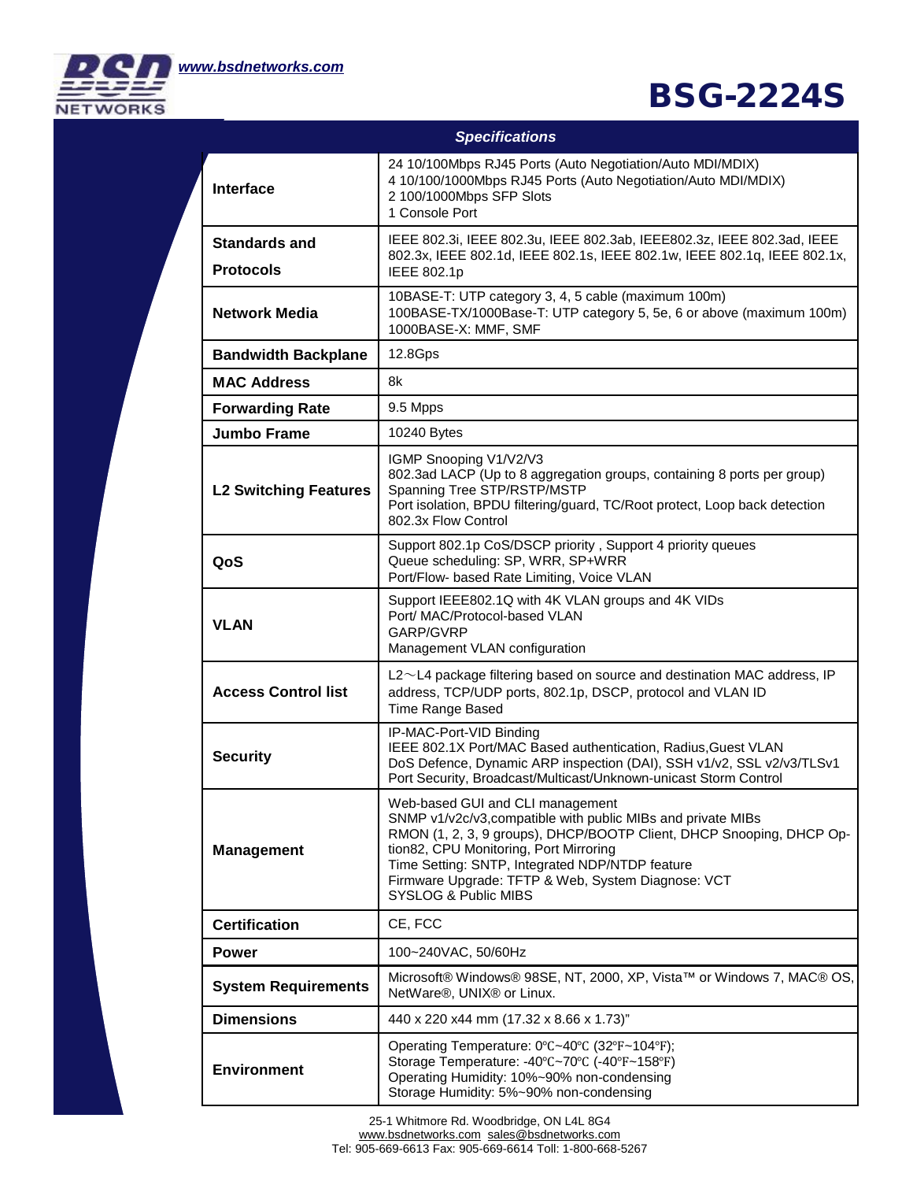www.bsdnetworks.com

# BSG-2224S

| Specifications | |
|---|---|
| **Interface** | 24 10/100Mbps RJ45 Ports (Auto Negotiation/Auto MDI/MDIX)<br>4 10/100/1000Mbps RJ45 Ports (Auto Negotiation/Auto MDI/MDIX)<br>2 100/1000Mbps SFP Slots<br>1 Console Port |
| **Standards and Protocols** | IEEE 802.3i, IEEE 802.3u, IEEE 802.3ab, IEEE802.3z, IEEE 802.3ad, IEEE 802.3x, IEEE 802.1d, IEEE 802.1s, IEEE 802.1w, IEEE 802.1q, IEEE 802.1x, IEEE 802.1p |
| **Network Media** | 10BASE-T: UTP category 3, 4, 5 cable (maximum 100m)<br>100BASE-TX/1000Base-T: UTP category 5, 5e, 6 or above (maximum 100m)<br>1000BASE-X: MMF, SMF |
| **Bandwidth Backplane** | 12.8Gps |
| **MAC Address** | 8k |
| **Forwarding Rate** | 9.5 Mpps |
| **Jumbo Frame** | 10240 Bytes |
| **L2 Switching Features** | IGMP Snooping V1/V2/V3<br>802.3ad LACP (Up to 8 aggregation groups, containing 8 ports per group)<br>Spanning Tree STP/RSTP/MSTP<br>Port isolation, BPDU filtering/guard, TC/Root protect, Loop back detection<br>802.3x Flow Control |
| **QoS** | Support 802.1p CoS/DSCP priority , Support 4 priority queues<br>Queue scheduling: SP, WRR, SP+WRR<br>Port/Flow- based Rate Limiting, Voice VLAN |
| **VLAN** | Support IEEE802.1Q with 4K VLAN groups and 4K VIDs<br>Port/ MAC/Protocol-based VLAN<br>GARP/GVRP<br>Management VLAN configuration |
| **Access Control list** | L2～L4 package filtering based on source and destination MAC address, IP address, TCP/UDP ports, 802.1p, DSCP, protocol and VLAN ID<br>Time Range Based |
| **Security** | IP-MAC-Port-VID Binding<br>IEEE 802.1X Port/MAC Based authentication, Radius,Guest VLAN<br>DoS Defence, Dynamic ARP inspection (DAI), SSH v1/v2, SSL v2/v3/TLSv1<br>Port Security, Broadcast/Multicast/Unknown-unicast Storm Control |
| **Management** | Web-based GUI and CLI management<br>SNMP v1/v2c/v3,compatible with public MIBs and private MIBs<br>RMON (1, 2, 3, 9 groups), DHCP/BOOTP Client, DHCP Snooping, DHCP Option82, CPU Monitoring, Port Mirroring<br>Time Setting: SNTP, Integrated NDP/NTDP feature<br>Firmware Upgrade: TFTP & Web, System Diagnose: VCT<br>SYSLOG & Public MIBS |
| **Certification** | CE, FCC |
| **Power** | 100~240VAC, 50/60Hz |
| **System Requirements** | Microsoft® Windows® 98SE, NT, 2000, XP, Vista™ or Windows 7, MAC® OS, NetWare®, UNIX® or Linux. |
| **Dimensions** | 440 x 220 x44 mm (17.32 x 8.66 x 1.73)" |
| **Environment** | Operating Temperature: 0℃~40℃ (32℉~104℉);<br>Storage Temperature: -40℃~70℃ (-40℉~158℉)<br>Operating Humidity: 10%~90% non-condensing<br>Storage Humidity: 5%~90% non-condensing |

25-1 Whitmore Rd. Woodbridge, ON L4L 8G4
www.bsdnetworks.com sales@bsdnetworks.com
Tel: 905-669-6613 Fax: 905-669-6614 Toll: 1-800-668-5267